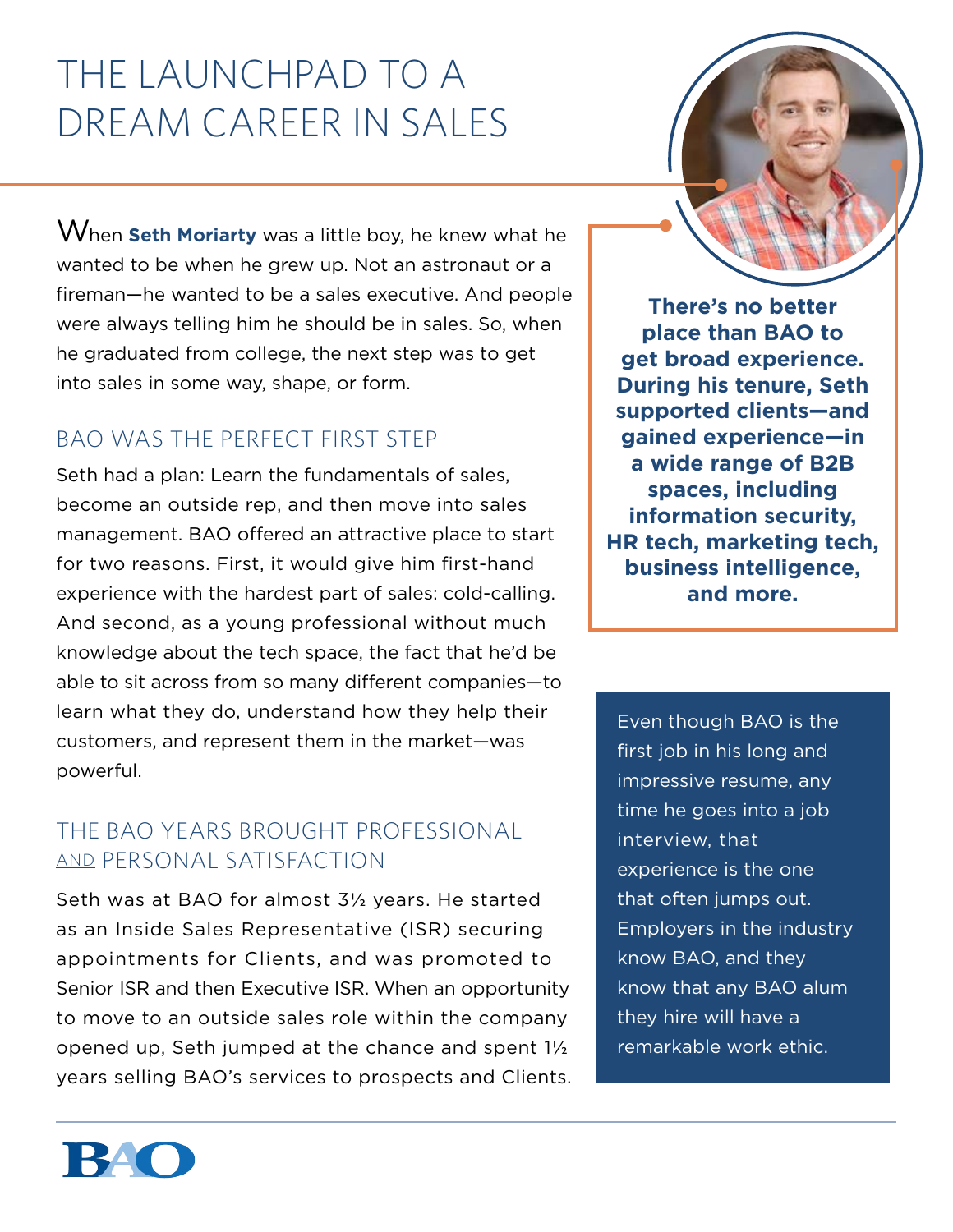# THE LAUNCHPAD TO A DREAM CAREER IN SALES

When **Seth Moriarty** was a little boy, he knew what he wanted to be when he grew up. Not an astronaut or a fireman—he wanted to be a sales executive. And people were always telling him he should be in sales. So, when he graduated from college, the next step was to get into sales in some way, shape, or form.

## BAO WAS THE PERFECT FIRST STEP

Seth had a plan: Learn the fundamentals of sales, become an outside rep, and then move into sales management. BAO offered an attractive place to start for two reasons. First, it would give him first-hand experience with the hardest part of sales: cold-calling. And second, as a young professional without much knowledge about the tech space, the fact that he'd be able to sit across from so many different companies—to learn what they do, understand how they help their customers, and represent them in the market—was powerful.

## THE BAO YEARS BROUGHT PROFESSIONAL AND PERSONAL SATISFACTION

Seth was at BAO for almost 3½ years. He started as an Inside Sales Representative (ISR) securing appointments for Clients, and was promoted to Senior ISR and then Executive ISR. When an opportunity to move to an outside sales role within the company opened up, Seth jumped at the chance and spent 1½ years selling BAO's services to prospects and Clients.

**There's no better place than BAO to get broad experience. During his tenure, Seth supported clients—and gained experience—in a wide range of B2B spaces, including information security, HR tech, marketing tech, business intelligence, and more.**

Even though BAO is the first job in his long and impressive resume, any time he goes into a job interview, that experience is the one that often jumps out. Employers in the industry know BAO, and they know that any BAO alum they hire will have a remarkable work ethic.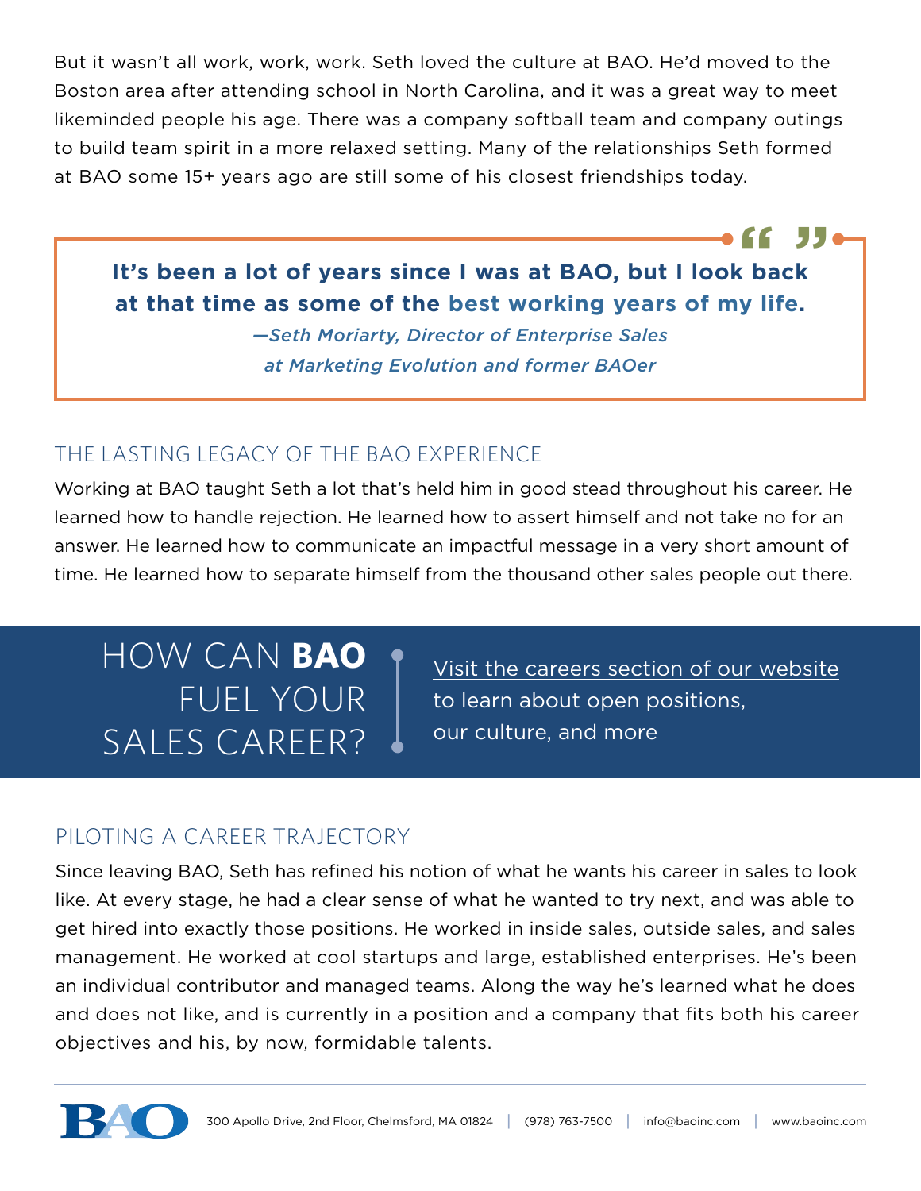But it wasn't all work, work, work. Seth loved the culture at BAO. He'd moved to the Boston area after attending school in North Carolina, and it was a great way to meet likeminded people his age. There was a company softball team and company outings to build team spirit in a more relaxed setting. Many of the relationships Seth formed at BAO some 15+ years ago are still some of his closest friendships today.

> **It's been a lot of years since I was at BAO, but I look back at that time as some of the best working years of my life.**
>
> *—Seth Moriarty, Director of Enterprise Sales at Marketing Evolution and former BAOer*

## THE LASTING LEGACY OF THE BAO EXPERIENCE

Working at BAO taught Seth a lot that's held him in good stead throughout his career. He learned how to handle rejection. He learned how to assert himself and not take no for an answer. He learned how to communicate an impactful message in a very short amount of time. He learned how to separate himself from the thousand other sales people out there.

## HOW CAN **BAO** FUEL YOUR SALES CAREER?

Visit the careers section of our website to learn about open positions, our culture, and more

## PILOTING A CAREER TRAJECTORY

Since leaving BAO, Seth has refined his notion of what he wants his career in sales to look like. At every stage, he had a clear sense of what he wanted to try next, and was able to get hired into exactly those positions. He worked in inside sales, outside sales, and sales management. He worked at cool startups and large, established enterprises. He's been an individual contributor and managed teams. Along the way he's learned what he does and does not like, and is currently in a position and a company that fits both his career objectives and his, by now, formidable talents.

BAO | 300 Apollo Drive, 2nd Floor, Chelmsford, MA 01824 | (978) 763-7500 | info@baoinc.com | www.baoinc.com